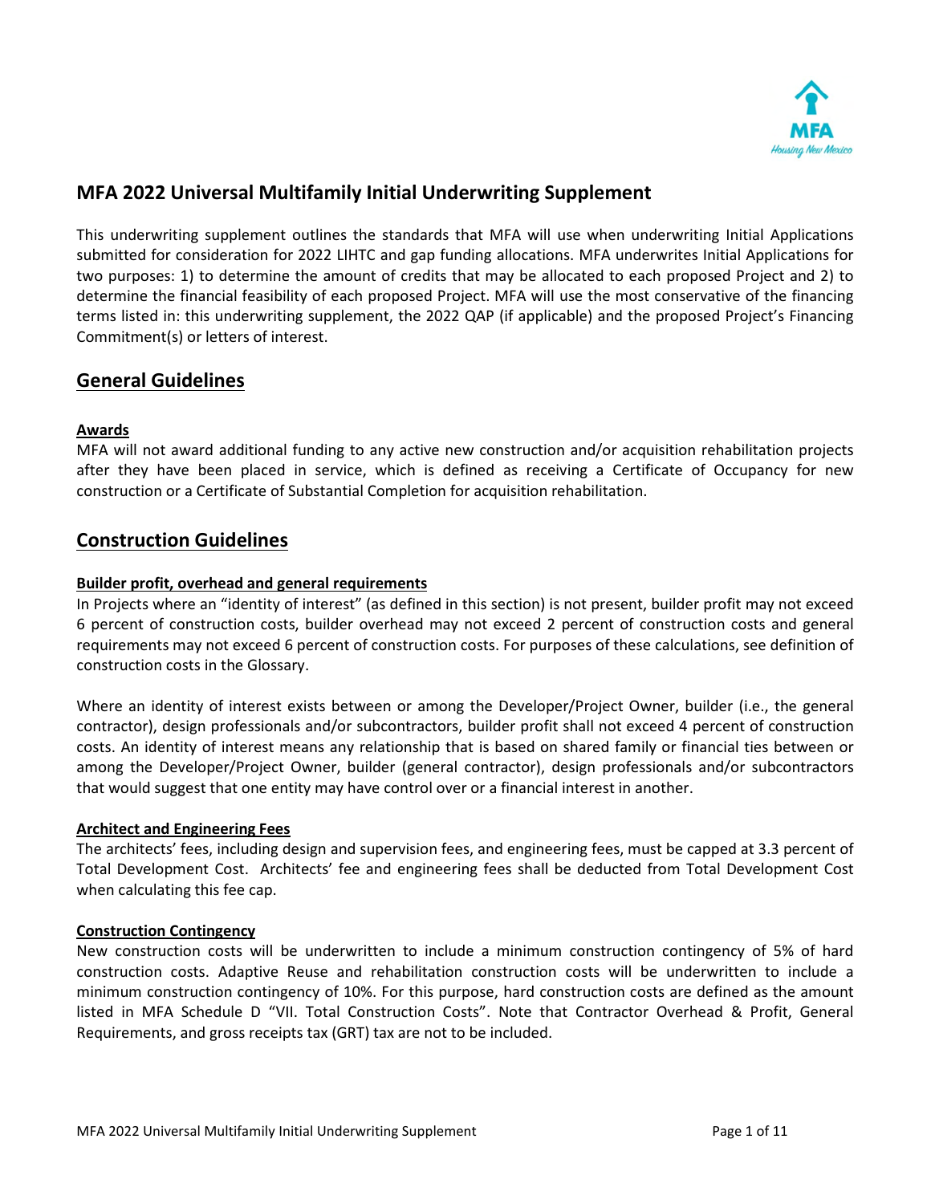# MFA 2022 Universal Multifamily Initial Underwriting Supplement

This underwriting supplement outlines the standards that MFA will use when underwriting Initial Applications submitted for consideration for 2022 LIHTC and gap funding allocations. MFA underwrites Initial Applications for two purposes: 1) to determine the amount of credits that may be allocated to each proposed Project and 2) to determine the financial feasibility of each proposed Project. MFA will use the most conservative of the financing terms listed in: this underwriting supplement, the 2022 QAP (if applicable) and the proposed Project's Financing Commitment(s) or letters of interest.

## General Guidelines

### Awards

MFA will not award additional funding to any active new construction and/or acquisition rehabilitation projects after they have been placed in service, which is defined as receiving a Certificate of Occupancy for new construction or a Certificate of Substantial Completion for acquisition rehabilitation.

## Construction Guidelines

### Builder profit, overhead and general requirements

In Projects where an "identity of interest" (as defined in this section) is not present, builder profit may not exceed 6 percent of construction costs, builder overhead may not exceed 2 percent of construction costs and general requirements may not exceed 6 percent of construction costs. For purposes of these calculations, see definition of construction costs in the Glossary.

Where an identity of interest exists between or among the Developer/Project Owner, builder (i.e., the general contractor), design professionals and/or subcontractors, builder profit shall not exceed 4 percent of construction costs. An identity of interest means any relationship that is based on shared family or financial ties between or among the Developer/Project Owner, builder (general contractor), design professionals and/or subcontractors that would suggest that one entity may have control over or a financial interest in another.

### Architect and Engineering Fees

The architects' fees, including design and supervision fees, and engineering fees, must be capped at 3.3 percent of Total Development Cost. Architects' fee and engineering fees shall be deducted from Total Development Cost when calculating this fee cap.

### Construction Contingency

New construction costs will be underwritten to include a minimum construction contingency of 5% of hard construction costs. Adaptive Reuse and rehabilitation construction costs will be underwritten to include a minimum construction contingency of 10%. For this purpose, hard construction costs are defined as the amount listed in MFA Schedule D "VII. Total Construction Costs". Note that Contractor Overhead & Profit, General Requirements, and gross receipts tax (GRT) tax are not to be included.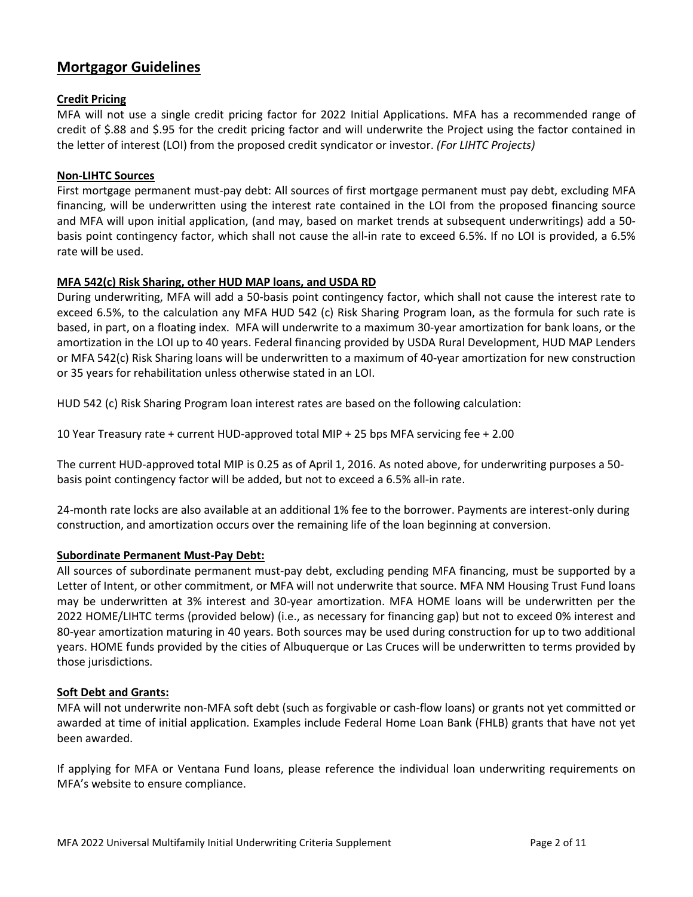## Mortgagor Guidelines

**Credit Pricing**

MFA will not use a single credit pricing factor for 2022 Initial Applications. MFA has a recommended range of credit of $.88 and $.95 for the credit pricing factor and will underwrite the Project using the factor contained in the letter of interest (LOI) from the proposed credit syndicator or investor. *(For LIHTC Projects)*

**Non-LIHTC Sources**

First mortgage permanent must-pay debt: All sources of first mortgage permanent must pay debt, excluding MFA financing, will be underwritten using the interest rate contained in the LOI from the proposed financing source and MFA will upon initial application, (and may, based on market trends at subsequent underwritings) add a 50-basis point contingency factor, which shall not cause the all-in rate to exceed 6.5%. If no LOI is provided, a 6.5% rate will be used.

**MFA 542(c) Risk Sharing, other HUD MAP loans, and USDA RD**

During underwriting, MFA will add a 50-basis point contingency factor, which shall not cause the interest rate to exceed 6.5%, to the calculation any MFA HUD 542 (c) Risk Sharing Program loan, as the formula for such rate is based, in part, on a floating index. MFA will underwrite to a maximum 30-year amortization for bank loans, or the amortization in the LOI up to 40 years. Federal financing provided by USDA Rural Development, HUD MAP Lenders or MFA 542(c) Risk Sharing loans will be underwritten to a maximum of 40-year amortization for new construction or 35 years for rehabilitation unless otherwise stated in an LOI.

HUD 542 (c) Risk Sharing Program loan interest rates are based on the following calculation:

10 Year Treasury rate + current HUD-approved total MIP + 25 bps MFA servicing fee + 2.00

The current HUD-approved total MIP is 0.25 as of April 1, 2016. As noted above, for underwriting purposes a 50-basis point contingency factor will be added, but not to exceed a 6.5% all-in rate.

24-month rate locks are also available at an additional 1% fee to the borrower. Payments are interest-only during construction, and amortization occurs over the remaining life of the loan beginning at conversion.

**Subordinate Permanent Must-Pay Debt:**

All sources of subordinate permanent must-pay debt, excluding pending MFA financing, must be supported by a Letter of Intent, or other commitment, or MFA will not underwrite that source. MFA NM Housing Trust Fund loans may be underwritten at 3% interest and 30-year amortization. MFA HOME loans will be underwritten per the 2022 HOME/LIHTC terms (provided below) (i.e., as necessary for financing gap) but not to exceed 0% interest and 80-year amortization maturing in 40 years. Both sources may be used during construction for up to two additional years. HOME funds provided by the cities of Albuquerque or Las Cruces will be underwritten to terms provided by those jurisdictions.

**Soft Debt and Grants:**

MFA will not underwrite non-MFA soft debt (such as forgivable or cash-flow loans) or grants not yet committed or awarded at time of initial application. Examples include Federal Home Loan Bank (FHLB) grants that have not yet been awarded.

If applying for MFA or Ventana Fund loans, please reference the individual loan underwriting requirements on MFA's website to ensure compliance.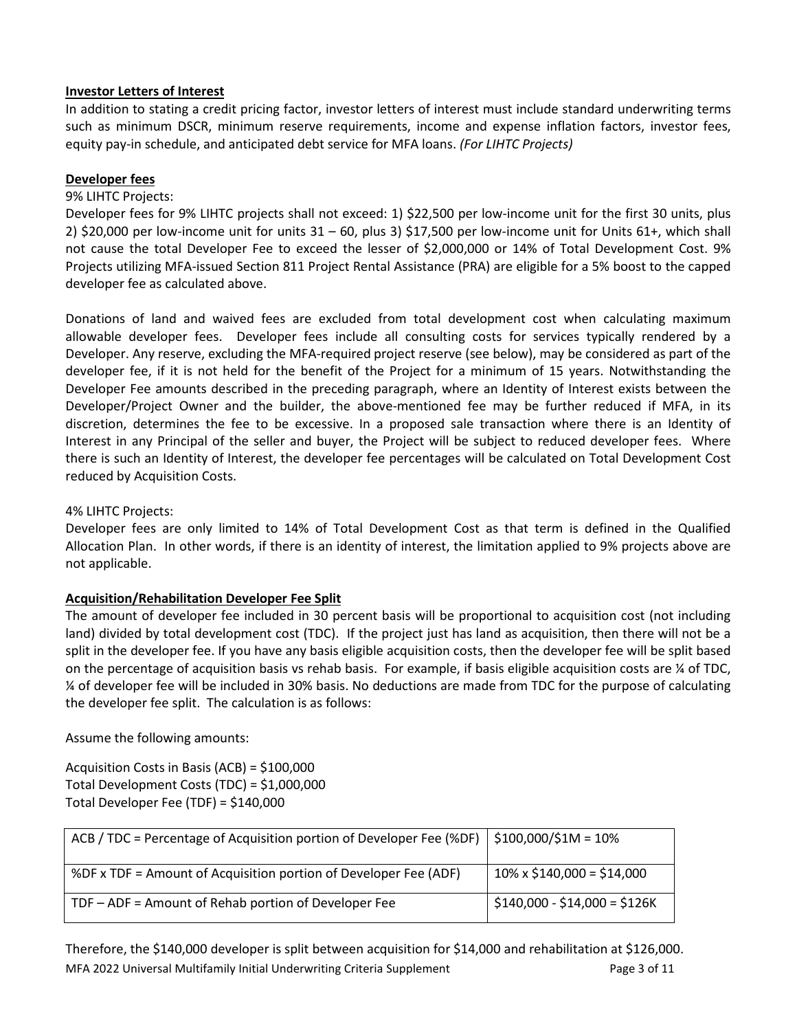**Investor Letters of Interest**

In addition to stating a credit pricing factor, investor letters of interest must include standard underwriting terms such as minimum DSCR, minimum reserve requirements, income and expense inflation factors, investor fees, equity pay-in schedule, and anticipated debt service for MFA loans. *(For LIHTC Projects)*

**Developer fees**

9% LIHTC Projects:

Developer fees for 9% LIHTC projects shall not exceed: 1) $22,500 per low-income unit for the first 30 units, plus 2) $20,000 per low-income unit for units 31 – 60, plus 3) $17,500 per low-income unit for Units 61+, which shall not cause the total Developer Fee to exceed the lesser of $2,000,000 or 14% of Total Development Cost. 9% Projects utilizing MFA-issued Section 811 Project Rental Assistance (PRA) are eligible for a 5% boost to the capped developer fee as calculated above.

Donations of land and waived fees are excluded from total development cost when calculating maximum allowable developer fees. Developer fees include all consulting costs for services typically rendered by a Developer. Any reserve, excluding the MFA-required project reserve (see below), may be considered as part of the developer fee, if it is not held for the benefit of the Project for a minimum of 15 years. Notwithstanding the Developer Fee amounts described in the preceding paragraph, where an Identity of Interest exists between the Developer/Project Owner and the builder, the above-mentioned fee may be further reduced if MFA, in its discretion, determines the fee to be excessive. In a proposed sale transaction where there is an Identity of Interest in any Principal of the seller and buyer, the Project will be subject to reduced developer fees. Where there is such an Identity of Interest, the developer fee percentages will be calculated on Total Development Cost reduced by Acquisition Costs.

4% LIHTC Projects:

Developer fees are only limited to 14% of Total Development Cost as that term is defined in the Qualified Allocation Plan. In other words, if there is an identity of interest, the limitation applied to 9% projects above are not applicable.

**Acquisition/Rehabilitation Developer Fee Split**

The amount of developer fee included in 30 percent basis will be proportional to acquisition cost (not including land) divided by total development cost (TDC). If the project just has land as acquisition, then there will not be a split in the developer fee. If you have any basis eligible acquisition costs, then the developer fee will be split based on the percentage of acquisition basis vs rehab basis. For example, if basis eligible acquisition costs are ¼ of TDC, ¼ of developer fee will be included in 30% basis. No deductions are made from TDC for the purpose of calculating the developer fee split. The calculation is as follows:

Assume the following amounts:

Acquisition Costs in Basis (ACB) = $100,000
Total Development Costs (TDC) = $1,000,000
Total Developer Fee (TDF) = $140,000

| | |
|---|---|
| ACB / TDC = Percentage of Acquisition portion of Developer Fee (%DF) | $100,000/$1M = 10% |
| %DF x TDF = Amount of Acquisition portion of Developer Fee (ADF) | 10% x $140,000 = $14,000 |
| TDF – ADF = Amount of Rehab portion of Developer Fee | $140,000 - $14,000 = $126K |

Therefore, the $140,000 developer is split between acquisition for $14,000 and rehabilitation at $126,000.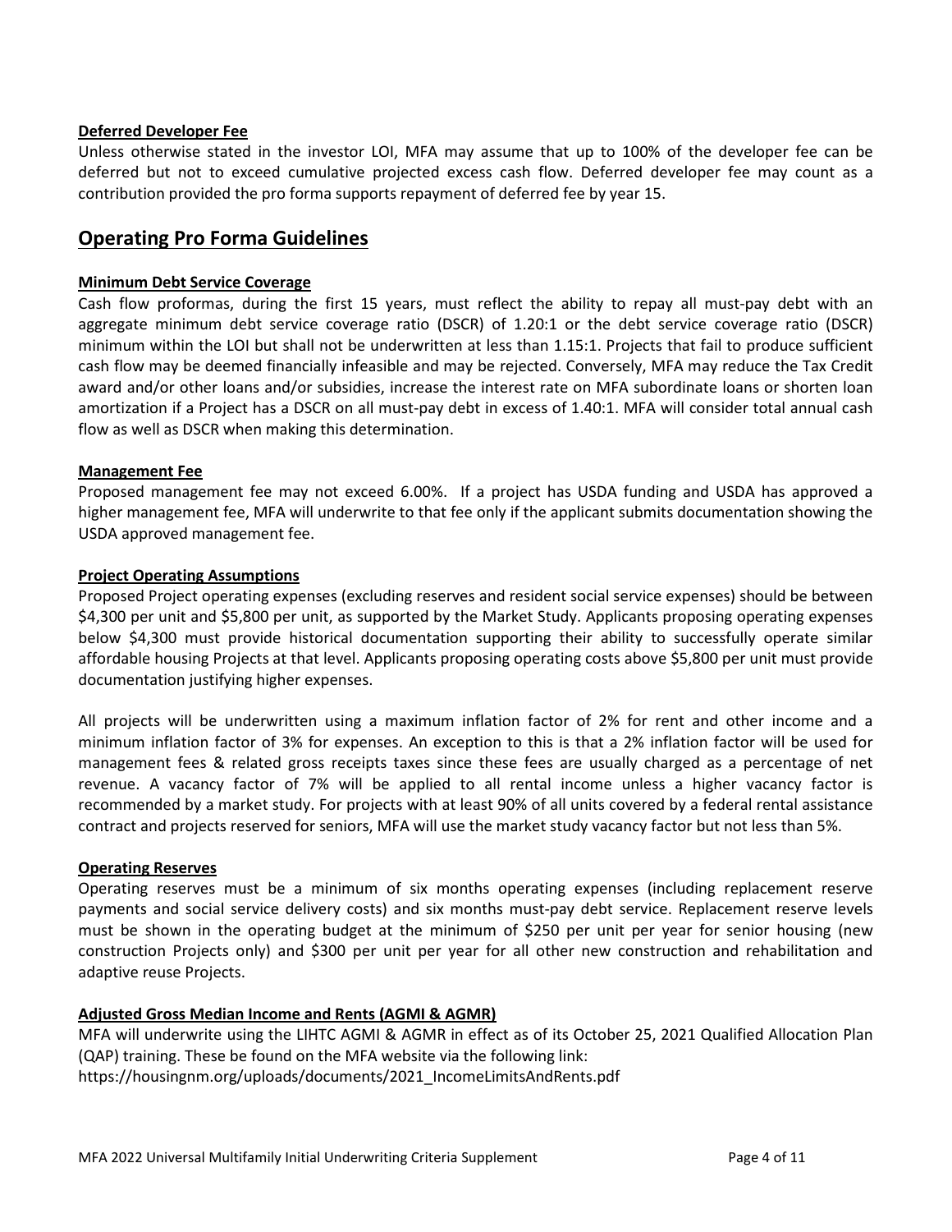**Deferred Developer Fee**

Unless otherwise stated in the investor LOI, MFA may assume that up to 100% of the developer fee can be deferred but not to exceed cumulative projected excess cash flow. Deferred developer fee may count as a contribution provided the pro forma supports repayment of deferred fee by year 15.

## Operating Pro Forma Guidelines

**Minimum Debt Service Coverage**

Cash flow proformas, during the first 15 years, must reflect the ability to repay all must-pay debt with an aggregate minimum debt service coverage ratio (DSCR) of 1.20:1 or the debt service coverage ratio (DSCR) minimum within the LOI but shall not be underwritten at less than 1.15:1. Projects that fail to produce sufficient cash flow may be deemed financially infeasible and may be rejected. Conversely, MFA may reduce the Tax Credit award and/or other loans and/or subsidies, increase the interest rate on MFA subordinate loans or shorten loan amortization if a Project has a DSCR on all must-pay debt in excess of 1.40:1. MFA will consider total annual cash flow as well as DSCR when making this determination.

**Management Fee**

Proposed management fee may not exceed 6.00%. If a project has USDA funding and USDA has approved a higher management fee, MFA will underwrite to that fee only if the applicant submits documentation showing the USDA approved management fee.

**Project Operating Assumptions**

Proposed Project operating expenses (excluding reserves and resident social service expenses) should be between $4,300 per unit and $5,800 per unit, as supported by the Market Study. Applicants proposing operating expenses below $4,300 must provide historical documentation supporting their ability to successfully operate similar affordable housing Projects at that level. Applicants proposing operating costs above $5,800 per unit must provide documentation justifying higher expenses.

All projects will be underwritten using a maximum inflation factor of 2% for rent and other income and a minimum inflation factor of 3% for expenses. An exception to this is that a 2% inflation factor will be used for management fees & related gross receipts taxes since these fees are usually charged as a percentage of net revenue. A vacancy factor of 7% will be applied to all rental income unless a higher vacancy factor is recommended by a market study. For projects with at least 90% of all units covered by a federal rental assistance contract and projects reserved for seniors, MFA will use the market study vacancy factor but not less than 5%.

**Operating Reserves**

Operating reserves must be a minimum of six months operating expenses (including replacement reserve payments and social service delivery costs) and six months must-pay debt service. Replacement reserve levels must be shown in the operating budget at the minimum of $250 per unit per year for senior housing (new construction Projects only) and $300 per unit per year for all other new construction and rehabilitation and adaptive reuse Projects.

**Adjusted Gross Median Income and Rents (AGMI & AGMR)**

MFA will underwrite using the LIHTC AGMI & AGMR in effect as of its October 25, 2021 Qualified Allocation Plan (QAP) training. These be found on the MFA website via the following link:
https://housingnm.org/uploads/documents/2021_IncomeLimitsAndRents.pdf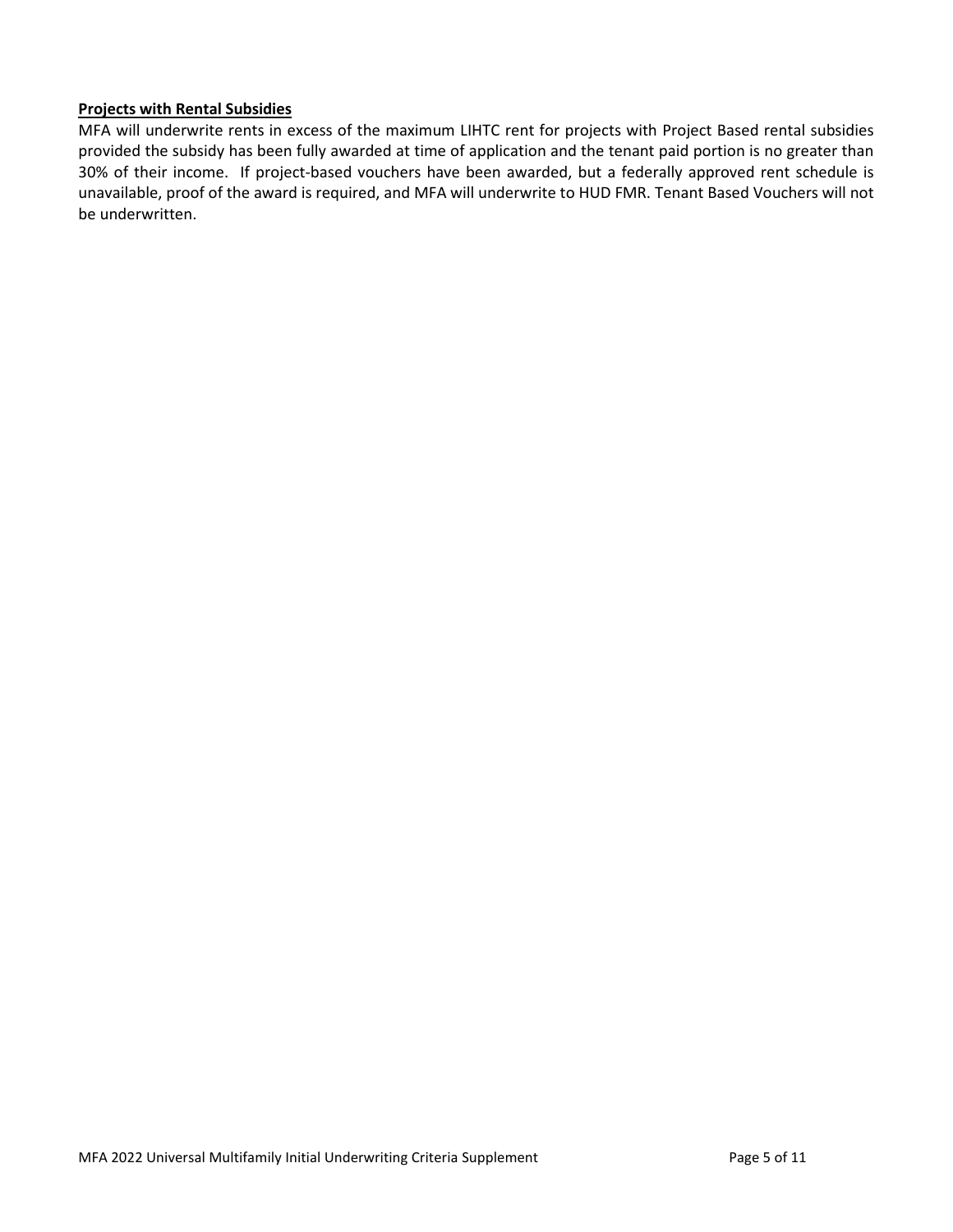**Projects with Rental Subsidies**

MFA will underwrite rents in excess of the maximum LIHTC rent for projects with Project Based rental subsidies provided the subsidy has been fully awarded at time of application and the tenant paid portion is no greater than 30% of their income. If project-based vouchers have been awarded, but a federally approved rent schedule is unavailable, proof of the award is required, and MFA will underwrite to HUD FMR. Tenant Based Vouchers will not be underwritten.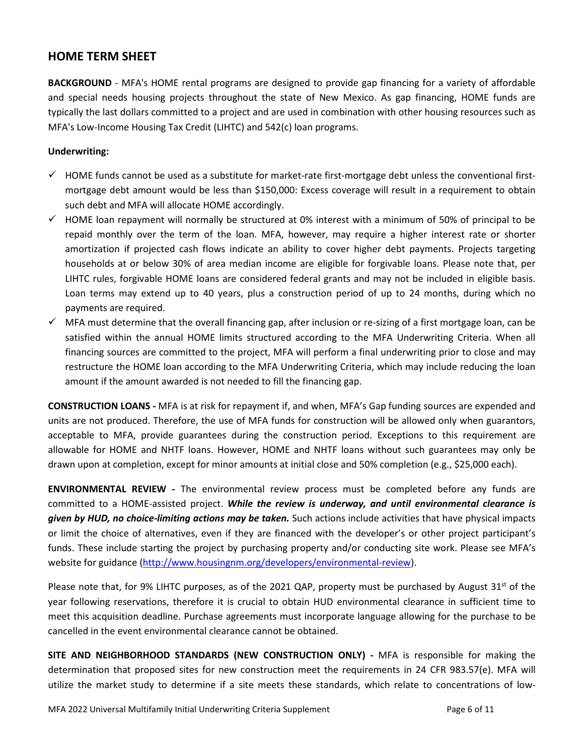## HOME TERM SHEET

**BACKGROUND** - MFA's HOME rental programs are designed to provide gap financing for a variety of affordable and special needs housing projects throughout the state of New Mexico. As gap financing, HOME funds are typically the last dollars committed to a project and are used in combination with other housing resources such as MFA's Low-Income Housing Tax Credit (LIHTC) and 542(c) loan programs.

**Underwriting:**

- ✓ HOME funds cannot be used as a substitute for market-rate first-mortgage debt unless the conventional first-mortgage debt amount would be less than $150,000: Excess coverage will result in a requirement to obtain such debt and MFA will allocate HOME accordingly.
- ✓ HOME loan repayment will normally be structured at 0% interest with a minimum of 50% of principal to be repaid monthly over the term of the loan. MFA, however, may require a higher interest rate or shorter amortization if projected cash flows indicate an ability to cover higher debt payments. Projects targeting households at or below 30% of area median income are eligible for forgivable loans. Please note that, per LIHTC rules, forgivable HOME loans are considered federal grants and may not be included in eligible basis. Loan terms may extend up to 40 years, plus a construction period of up to 24 months, during which no payments are required.
- ✓ MFA must determine that the overall financing gap, after inclusion or re-sizing of a first mortgage loan, can be satisfied within the annual HOME limits structured according to the MFA Underwriting Criteria. When all financing sources are committed to the project, MFA will perform a final underwriting prior to close and may restructure the HOME loan according to the MFA Underwriting Criteria, which may include reducing the loan amount if the amount awarded is not needed to fill the financing gap.

**CONSTRUCTION LOANS -** MFA is at risk for repayment if, and when, MFA's Gap funding sources are expended and units are not produced. Therefore, the use of MFA funds for construction will be allowed only when guarantors, acceptable to MFA, provide guarantees during the construction period. Exceptions to this requirement are allowable for HOME and NHTF loans. However, HOME and NHTF loans without such guarantees may only be drawn upon at completion, except for minor amounts at initial close and 50% completion (e.g., $25,000 each).

**ENVIRONMENTAL REVIEW -** The environmental review process must be completed before any funds are committed to a HOME-assisted project. ***While the review is underway, and until environmental clearance is given by HUD, no choice-limiting actions may be taken.*** Such actions include activities that have physical impacts or limit the choice of alternatives, even if they are financed with the developer's or other project participant's funds. These include starting the project by purchasing property and/or conducting site work. Please see MFA's website for guidance (http://www.housingnm.org/developers/environmental-review).

Please note that, for 9% LIHTC purposes, as of the 2021 QAP, property must be purchased by August 31st of the year following reservations, therefore it is crucial to obtain HUD environmental clearance in sufficient time to meet this acquisition deadline. Purchase agreements must incorporate language allowing for the purchase to be cancelled in the event environmental clearance cannot be obtained.

**SITE AND NEIGHBORHOOD STANDARDS (NEW CONSTRUCTION ONLY) -** MFA is responsible for making the determination that proposed sites for new construction meet the requirements in 24 CFR 983.57(e). MFA will utilize the market study to determine if a site meets these standards, which relate to concentrations of low-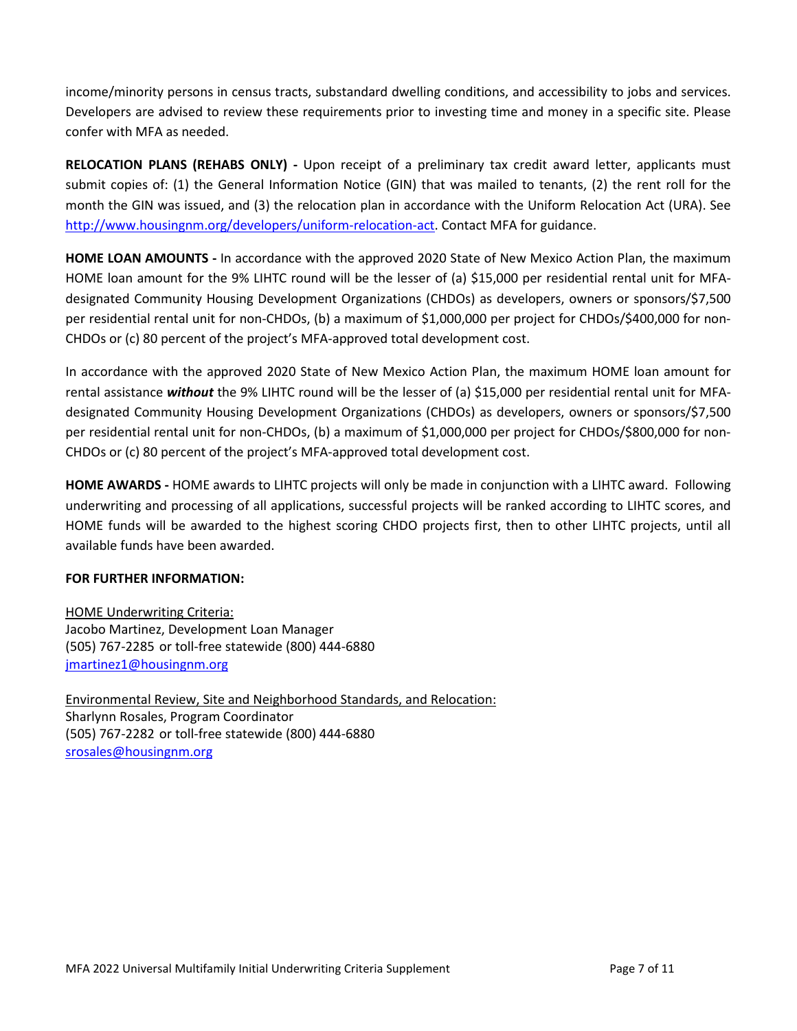income/minority persons in census tracts, substandard dwelling conditions, and accessibility to jobs and services. Developers are advised to review these requirements prior to investing time and money in a specific site. Please confer with MFA as needed.

**RELOCATION PLANS (REHABS ONLY) -** Upon receipt of a preliminary tax credit award letter, applicants must submit copies of: (1) the General Information Notice (GIN) that was mailed to tenants, (2) the rent roll for the month the GIN was issued, and (3) the relocation plan in accordance with the Uniform Relocation Act (URA). See [http://www.housingnm.org/developers/uniform-relocation-act](http://www.housingnm.org/developers/uniform-relocation-act). Contact MFA for guidance.

**HOME LOAN AMOUNTS -** In accordance with the approved 2020 State of New Mexico Action Plan, the maximum HOME loan amount for the 9% LIHTC round will be the lesser of (a) $15,000 per residential rental unit for MFA-designated Community Housing Development Organizations (CHDOs) as developers, owners or sponsors/$7,500 per residential rental unit for non-CHDOs, (b) a maximum of $1,000,000 per project for CHDOs/$400,000 for non-CHDOs or (c) 80 percent of the project's MFA-approved total development cost.

In accordance with the approved 2020 State of New Mexico Action Plan, the maximum HOME loan amount for rental assistance ***without*** the 9% LIHTC round will be the lesser of (a) $15,000 per residential rental unit for MFA-designated Community Housing Development Organizations (CHDOs) as developers, owners or sponsors/$7,500 per residential rental unit for non-CHDOs, (b) a maximum of $1,000,000 per project for CHDOs/$800,000 for non-CHDOs or (c) 80 percent of the project's MFA-approved total development cost.

**HOME AWARDS -** HOME awards to LIHTC projects will only be made in conjunction with a LIHTC award. Following underwriting and processing of all applications, successful projects will be ranked according to LIHTC scores, and HOME funds will be awarded to the highest scoring CHDO projects first, then to other LIHTC projects, until all available funds have been awarded.

**FOR FURTHER INFORMATION:**

HOME Underwriting Criteria:
Jacobo Martinez, Development Loan Manager
(505) 767-2285 or toll-free statewide (800) 444-6880
[jmartinez1@housingnm.org](mailto:jmartinez1@housingnm.org)

Environmental Review, Site and Neighborhood Standards, and Relocation:
Sharlynn Rosales, Program Coordinator
(505) 767-2282 or toll-free statewide (800) 444-6880
[srosales@housingnm.org](mailto:srosales@housingnm.org)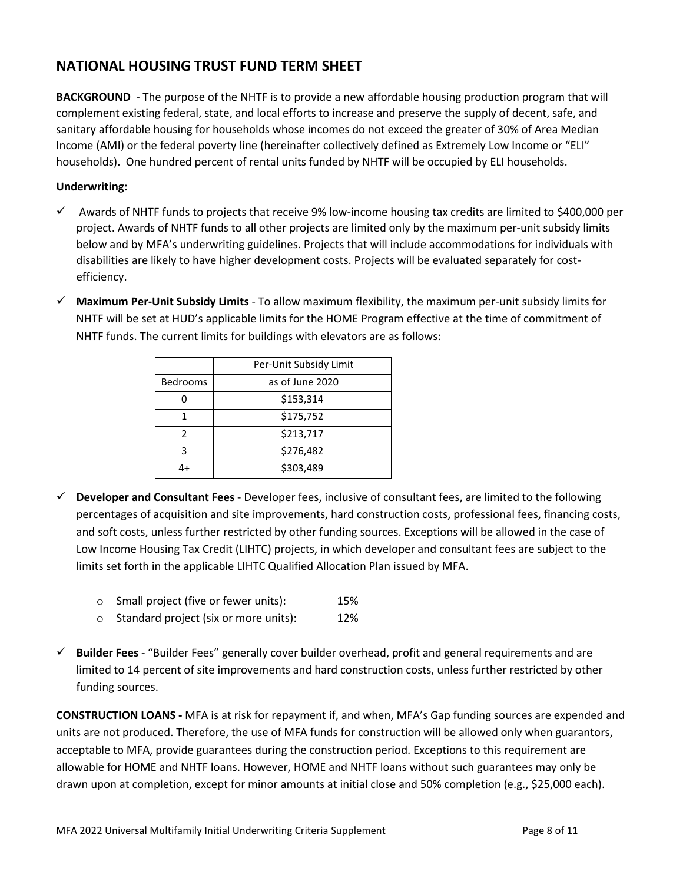## NATIONAL HOUSING TRUST FUND TERM SHEET

**BACKGROUND** - The purpose of the NHTF is to provide a new affordable housing production program that will complement existing federal, state, and local efforts to increase and preserve the supply of decent, safe, and sanitary affordable housing for households whose incomes do not exceed the greater of 30% of Area Median Income (AMI) or the federal poverty line (hereinafter collectively defined as Extremely Low Income or "ELI" households). One hundred percent of rental units funded by NHTF will be occupied by ELI households.

**Underwriting:**

- ✓ Awards of NHTF funds to projects that receive 9% low-income housing tax credits are limited to $400,000 per project. Awards of NHTF funds to all other projects are limited only by the maximum per-unit subsidy limits below and by MFA's underwriting guidelines. Projects that will include accommodations for individuals with disabilities are likely to have higher development costs. Projects will be evaluated separately for cost-efficiency.

- ✓ **Maximum Per-Unit Subsidy Limits** - To allow maximum flexibility, the maximum per-unit subsidy limits for NHTF will be set at HUD's applicable limits for the HOME Program effective at the time of commitment of NHTF funds. The current limits for buildings with elevators are as follows:

| | Per-Unit Subsidy Limit |
|---|---|
| Bedrooms | as of June 2020 |
| 0 | $153,314 |
| 1 | $175,752 |
| 2 | $213,717 |
| 3 | $276,482 |
| 4+ | $303,489 |

- ✓ **Developer and Consultant Fees** - Developer fees, inclusive of consultant fees, are limited to the following percentages of acquisition and site improvements, hard construction costs, professional fees, financing costs, and soft costs, unless further restricted by other funding sources. Exceptions will be allowed in the case of Low Income Housing Tax Credit (LIHTC) projects, in which developer and consultant fees are subject to the limits set forth in the applicable LIHTC Qualified Allocation Plan issued by MFA.

  - Small project (five or fewer units): 15%
  - Standard project (six or more units): 12%

- ✓ **Builder Fees** - "Builder Fees" generally cover builder overhead, profit and general requirements and are limited to 14 percent of site improvements and hard construction costs, unless further restricted by other funding sources.

**CONSTRUCTION LOANS -** MFA is at risk for repayment if, and when, MFA's Gap funding sources are expended and units are not produced. Therefore, the use of MFA funds for construction will be allowed only when guarantors, acceptable to MFA, provide guarantees during the construction period. Exceptions to this requirement are allowable for HOME and NHTF loans. However, HOME and NHTF loans without such guarantees may only be drawn upon at completion, except for minor amounts at initial close and 50% completion (e.g., $25,000 each).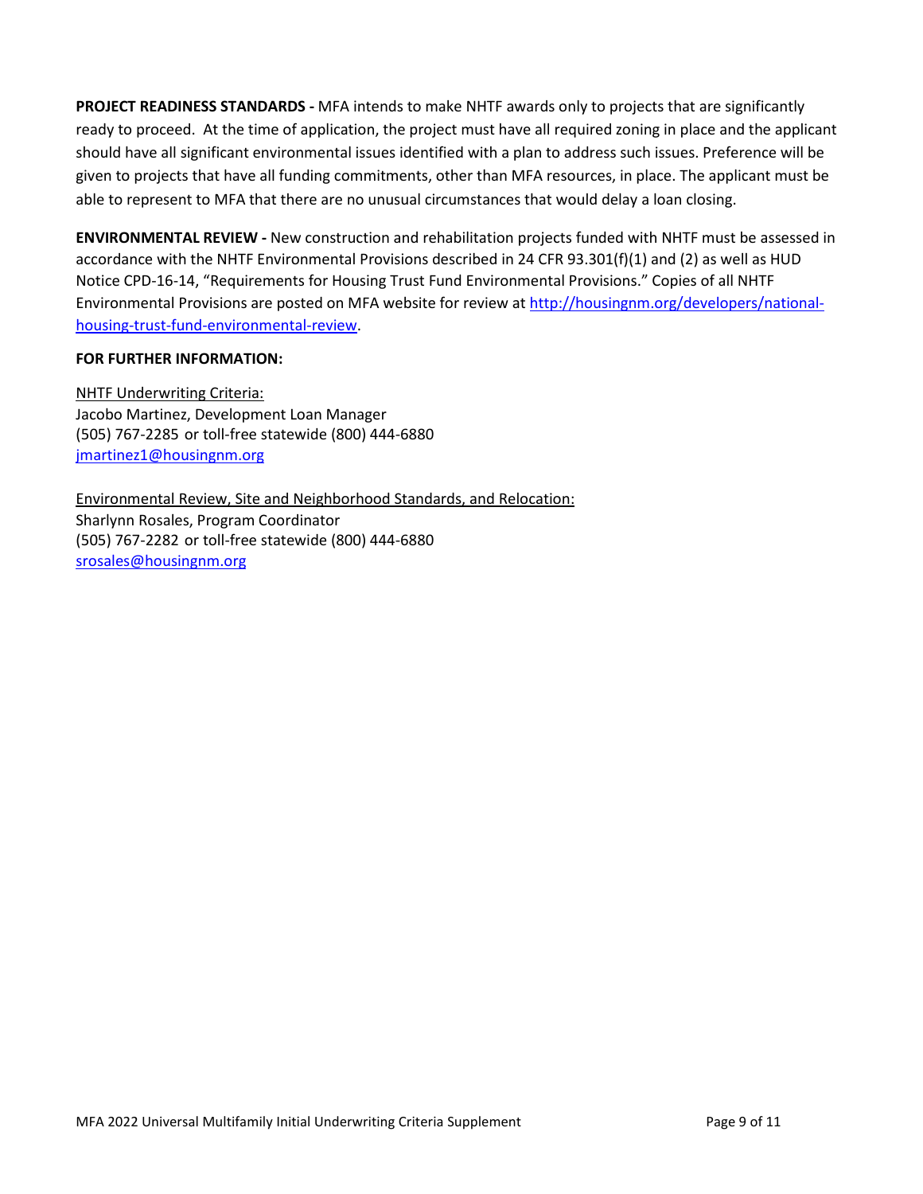**PROJECT READINESS STANDARDS -** MFA intends to make NHTF awards only to projects that are significantly ready to proceed. At the time of application, the project must have all required zoning in place and the applicant should have all significant environmental issues identified with a plan to address such issues. Preference will be given to projects that have all funding commitments, other than MFA resources, in place. The applicant must be able to represent to MFA that there are no unusual circumstances that would delay a loan closing.

**ENVIRONMENTAL REVIEW -** New construction and rehabilitation projects funded with NHTF must be assessed in accordance with the NHTF Environmental Provisions described in 24 CFR 93.301(f)(1) and (2) as well as HUD Notice CPD-16-14, "Requirements for Housing Trust Fund Environmental Provisions." Copies of all NHTF Environmental Provisions are posted on MFA website for review at [http://housingnm.org/developers/national-housing-trust-fund-environmental-review](http://housingnm.org/developers/national-housing-trust-fund-environmental-review).

**FOR FURTHER INFORMATION:**

NHTF Underwriting Criteria:
Jacobo Martinez, Development Loan Manager
(505) 767-2285 or toll-free statewide (800) 444-6880
[jmartinez1@housingnm.org](mailto:jmartinez1@housingnm.org)

Environmental Review, Site and Neighborhood Standards, and Relocation:
Sharlynn Rosales, Program Coordinator
(505) 767-2282 or toll-free statewide (800) 444-6880
[srosales@housingnm.org](mailto:srosales@housingnm.org)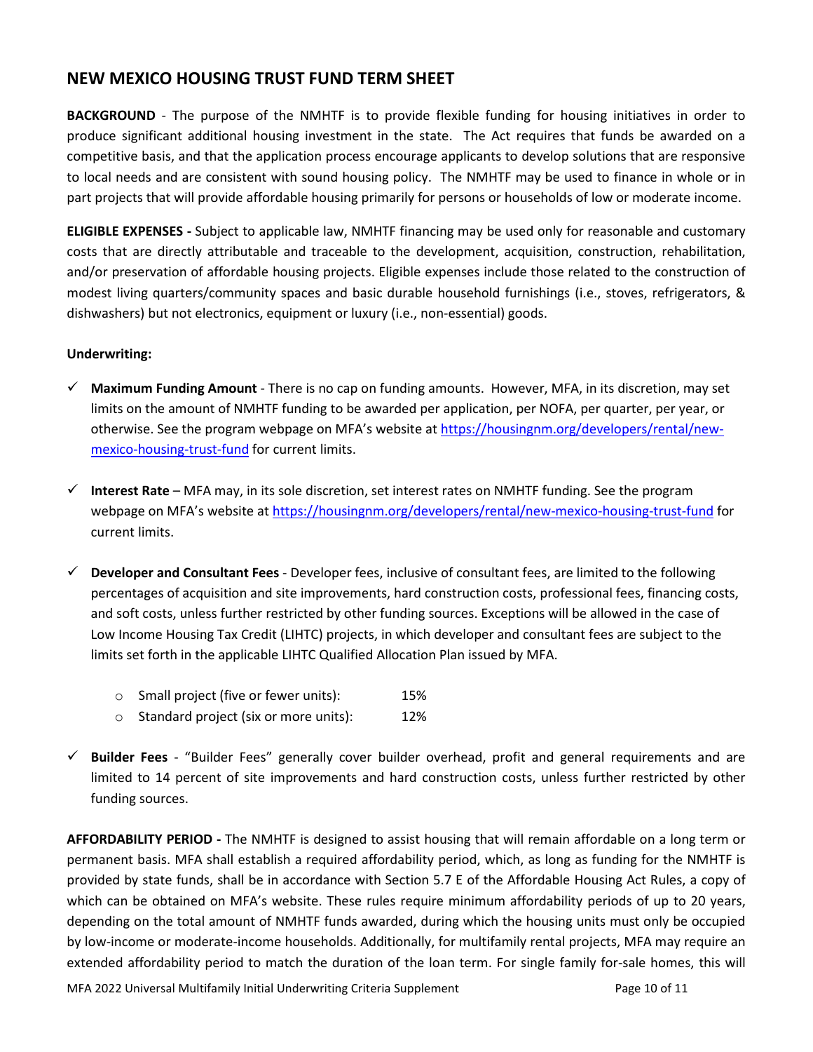## NEW MEXICO HOUSING TRUST FUND TERM SHEET

**BACKGROUND** - The purpose of the NMHTF is to provide flexible funding for housing initiatives in order to produce significant additional housing investment in the state. The Act requires that funds be awarded on a competitive basis, and that the application process encourage applicants to develop solutions that are responsive to local needs and are consistent with sound housing policy. The NMHTF may be used to finance in whole or in part projects that will provide affordable housing primarily for persons or households of low or moderate income.

**ELIGIBLE EXPENSES -** Subject to applicable law, NMHTF financing may be used only for reasonable and customary costs that are directly attributable and traceable to the development, acquisition, construction, rehabilitation, and/or preservation of affordable housing projects. Eligible expenses include those related to the construction of modest living quarters/community spaces and basic durable household furnishings (i.e., stoves, refrigerators, & dishwashers) but not electronics, equipment or luxury (i.e., non-essential) goods.

**Underwriting:**

- ✓ **Maximum Funding Amount** - There is no cap on funding amounts. However, MFA, in its discretion, may set limits on the amount of NMHTF funding to be awarded per application, per NOFA, per quarter, per year, or otherwise. See the program webpage on MFA's website at [https://housingnm.org/developers/rental/new-mexico-housing-trust-fund](https://housingnm.org/developers/rental/new-mexico-housing-trust-fund) for current limits.

- ✓ **Interest Rate** – MFA may, in its sole discretion, set interest rates on NMHTF funding. See the program webpage on MFA's website at [https://housingnm.org/developers/rental/new-mexico-housing-trust-fund](https://housingnm.org/developers/rental/new-mexico-housing-trust-fund) for current limits.

- ✓ **Developer and Consultant Fees** - Developer fees, inclusive of consultant fees, are limited to the following percentages of acquisition and site improvements, hard construction costs, professional fees, financing costs, and soft costs, unless further restricted by other funding sources. Exceptions will be allowed in the case of Low Income Housing Tax Credit (LIHTC) projects, in which developer and consultant fees are subject to the limits set forth in the applicable LIHTC Qualified Allocation Plan issued by MFA.

  - Small project (five or fewer units): 15%
  - Standard project (six or more units): 12%

- ✓ **Builder Fees** - "Builder Fees" generally cover builder overhead, profit and general requirements and are limited to 14 percent of site improvements and hard construction costs, unless further restricted by other funding sources.

**AFFORDABILITY PERIOD -** The NMHTF is designed to assist housing that will remain affordable on a long term or permanent basis. MFA shall establish a required affordability period, which, as long as funding for the NMHTF is provided by state funds, shall be in accordance with Section 5.7 E of the Affordable Housing Act Rules, a copy of which can be obtained on MFA's website. These rules require minimum affordability periods of up to 20 years, depending on the total amount of NMHTF funds awarded, during which the housing units must only be occupied by low-income or moderate-income households. Additionally, for multifamily rental projects, MFA may require an extended affordability period to match the duration of the loan term. For single family for-sale homes, this will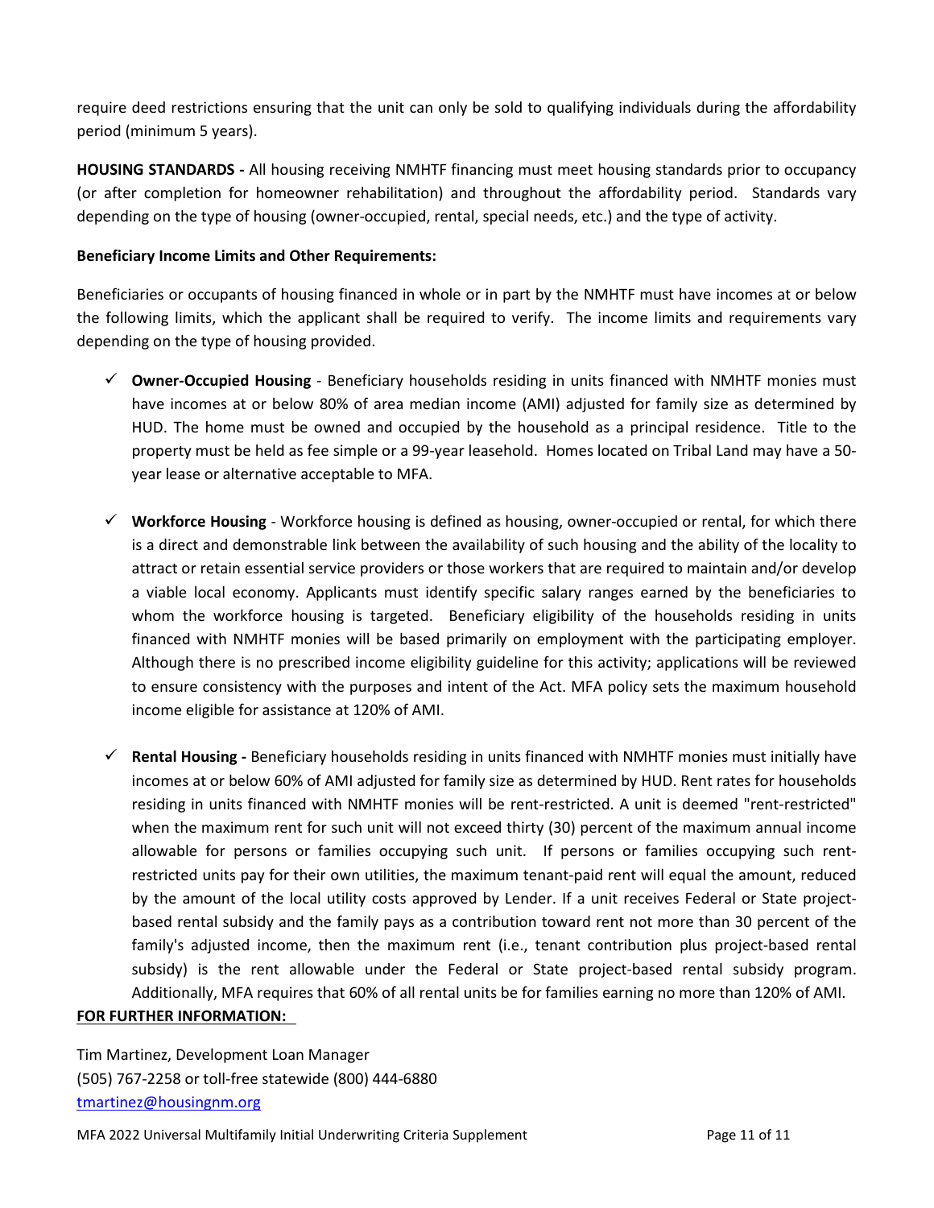require deed restrictions ensuring that the unit can only be sold to qualifying individuals during the affordability period (minimum 5 years).

**HOUSING STANDARDS -** All housing receiving NMHTF financing must meet housing standards prior to occupancy (or after completion for homeowner rehabilitation) and throughout the affordability period. Standards vary depending on the type of housing (owner-occupied, rental, special needs, etc.) and the type of activity.

**Beneficiary Income Limits and Other Requirements:**

Beneficiaries or occupants of housing financed in whole or in part by the NMHTF must have incomes at or below the following limits, which the applicant shall be required to verify. The income limits and requirements vary depending on the type of housing provided.

- ✓ **Owner-Occupied Housing** - Beneficiary households residing in units financed with NMHTF monies must have incomes at or below 80% of area median income (AMI) adjusted for family size as determined by HUD. The home must be owned and occupied by the household as a principal residence. Title to the property must be held as fee simple or a 99-year leasehold. Homes located on Tribal Land may have a 50-year lease or alternative acceptable to MFA.

- ✓ **Workforce Housing** - Workforce housing is defined as housing, owner-occupied or rental, for which there is a direct and demonstrable link between the availability of such housing and the ability of the locality to attract or retain essential service providers or those workers that are required to maintain and/or develop a viable local economy. Applicants must identify specific salary ranges earned by the beneficiaries to whom the workforce housing is targeted. Beneficiary eligibility of the households residing in units financed with NMHTF monies will be based primarily on employment with the participating employer. Although there is no prescribed income eligibility guideline for this activity; applications will be reviewed to ensure consistency with the purposes and intent of the Act. MFA policy sets the maximum household income eligible for assistance at 120% of AMI.

- ✓ **Rental Housing -** Beneficiary households residing in units financed with NMHTF monies must initially have incomes at or below 60% of AMI adjusted for family size as determined by HUD. Rent rates for households residing in units financed with NMHTF monies will be rent-restricted. A unit is deemed "rent-restricted" when the maximum rent for such unit will not exceed thirty (30) percent of the maximum annual income allowable for persons or families occupying such unit. If persons or families occupying such rent-restricted units pay for their own utilities, the maximum tenant-paid rent will equal the amount, reduced by the amount of the local utility costs approved by Lender. If a unit receives Federal or State project-based rental subsidy and the family pays as a contribution toward rent not more than 30 percent of the family's adjusted income, then the maximum rent (i.e., tenant contribution plus project-based rental subsidy) is the rent allowable under the Federal or State project-based rental subsidy program. Additionally, MFA requires that 60% of all rental units be for families earning no more than 120% of AMI.

**FOR FURTHER INFORMATION:**

Tim Martinez, Development Loan Manager
(505) 767-2258 or toll-free statewide (800) 444-6880
tmartinez@housingnm.org